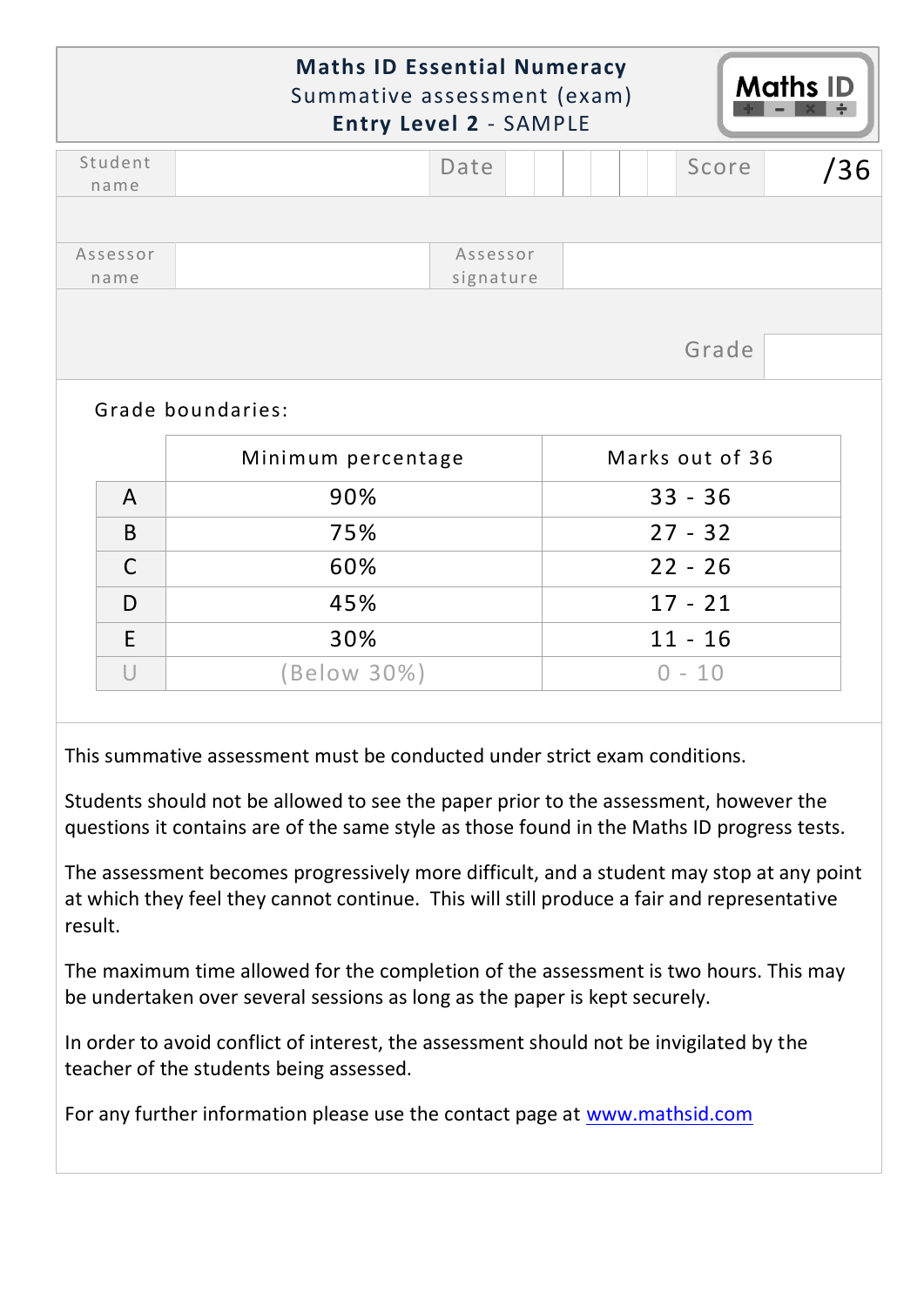# Maths ID Essential Numeracy

Summative assessment (exam)

**Entry Level 2** - SAMPLE

| Student name | | Date | | Score | /36 |
|---|---|---|---|---|---|
| Assessor name | | Assessor signature | | | |
| | | | | Grade | |

Grade boundaries:

| | Minimum percentage | Marks out of 36 |
|---|---|---|
| A | 90% | 33 - 36 |
| B | 75% | 27 - 32 |
| C | 60% | 22 - 26 |
| D | 45% | 17 - 21 |
| E | 30% | 11 - 16 |
| U | (Below 30%) | 0 - 10 |

This summative assessment must be conducted under strict exam conditions.

Students should not be allowed to see the paper prior to the assessment, however the questions it contains are of the same style as those found in the Maths ID progress tests.

The assessment becomes progressively more difficult, and a student may stop at any point at which they feel they cannot continue. This will still produce a fair and representative result.

The maximum time allowed for the completion of the assessment is two hours. This may be undertaken over several sessions as long as the paper is kept securely.

In order to avoid conflict of interest, the assessment should not be invigilated by the teacher of the students being assessed.

For any further information please use the contact page at [www.mathsid.com](http://www.mathsid.com)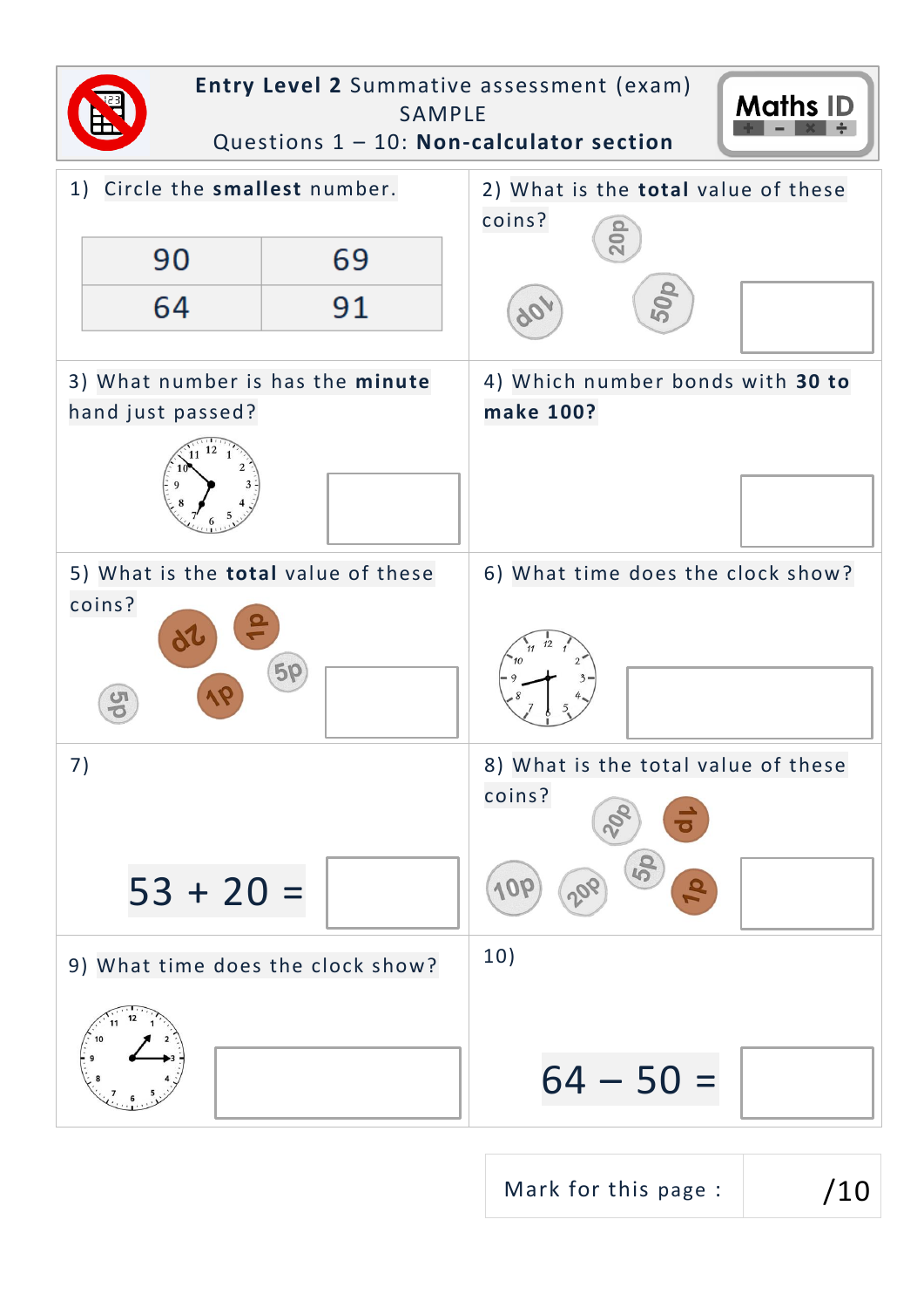**Entry Level 2** Summative assessment (exam)
SAMPLE
Questions 1 – 10: **Non-calculator section**

Maths ID

1) Circle the **smallest** number.

| 90 | 69 |
|---|---|
| 64 | 91 |

2) What is the **total** value of these coins?

20p 10p 50p

3) What number is has the **minute** hand just passed?

4) Which number bonds with **30 to make 100?**

5) What is the **total** value of these coins?

2p 1p 5p 1p 5p

6) What time does the clock show?

7)

53 + 20 =

8) What is the total value of these coins?

20p 1p 5p 10p 20p 1p

9) What time does the clock show?

10)

64 – 50 =

| Mark for this page : | /10 |
|---|---|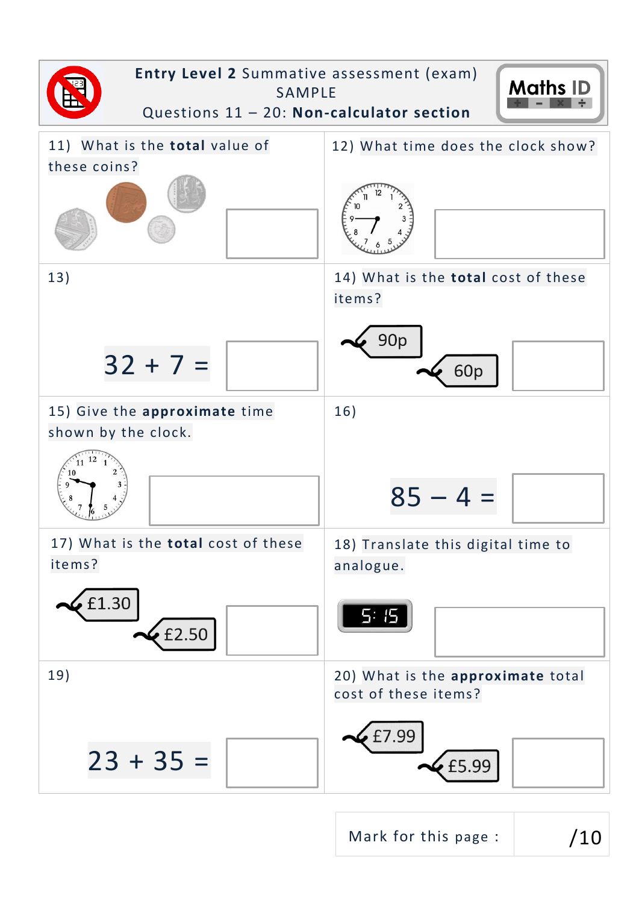**Entry Level 2** Summative assessment (exam)
SAMPLE
Questions 11 – 20: **Non-calculator section**

Maths ID

11) What is the **total** value of these coins?

12) What time does the clock show?

13) $32 + 7 =$

14) What is the **total** cost of these items?

90p

60p

15) Give the **approximate** time shown by the clock.

16) $85 - 4 =$

17) What is the **total** cost of these items?

£1.30

£2.50

18) Translate this digital time to analogue.

5:15

19) $23 + 35 =$

20) What is the **approximate** total cost of these items?

£7.99

£5.99

| Mark for this page : | /10 |
|---|---|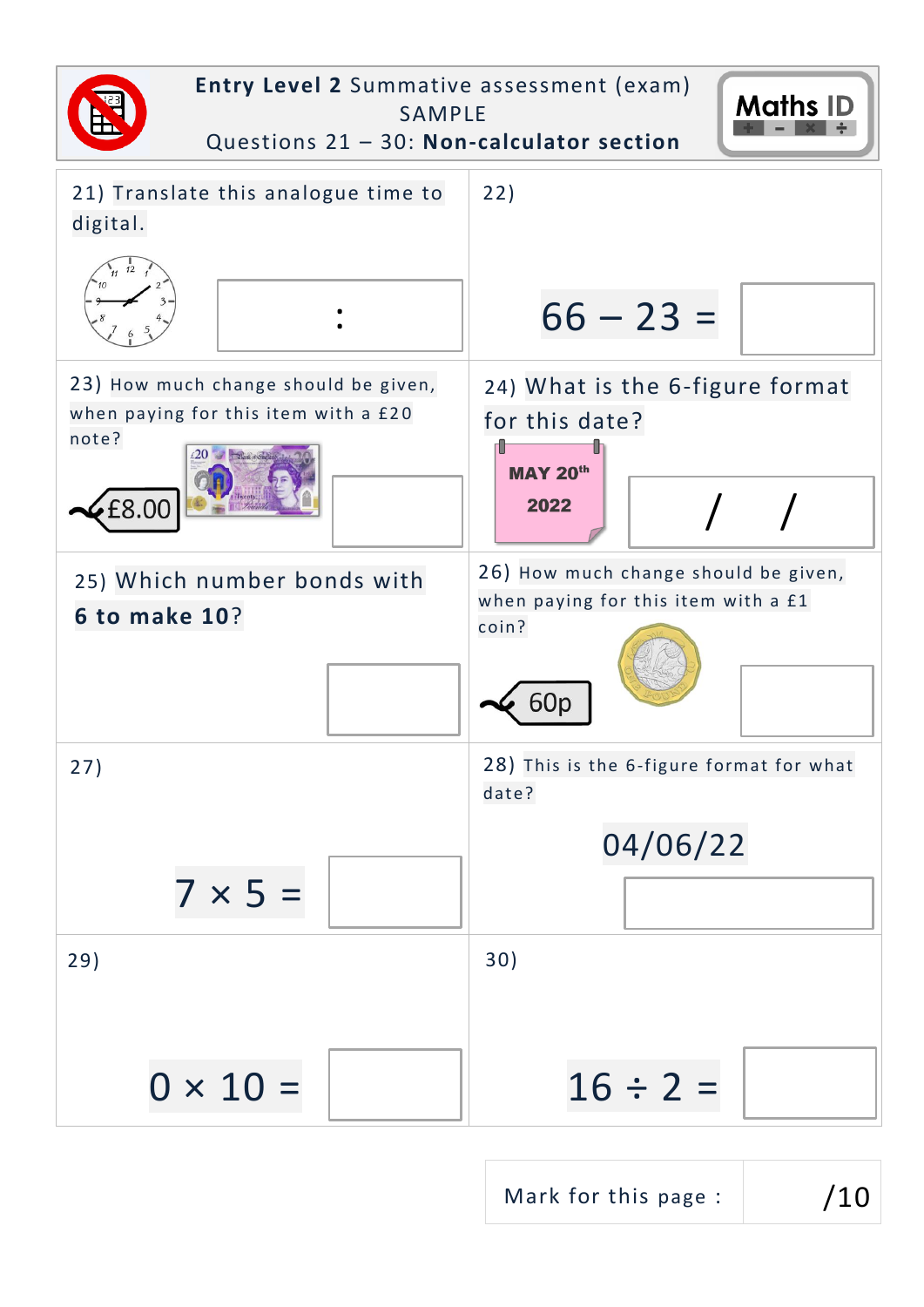**Entry Level 2** Summative assessment (exam)
SAMPLE
Questions 21 – 30: **Non-calculator section**

Maths ID

21) Translate this analogue time to digital.

:

22)

$66 - 23 =$

23) How much change should be given, when paying for this item with a £20 note?

£8.00

24) What is the 6-figure format for this date?

MAY 20th 2022

/ /

25) Which number bonds with **6 to make 10**?

26) How much change should be given, when paying for this item with a £1 coin?

60p

27)

$7 \times 5 =$

28) This is the 6-figure format for what date?

04/06/22

29)

$0 \times 10 =$

30)

$16 \div 2 =$

| Mark for this page : | /10 |
|---|---|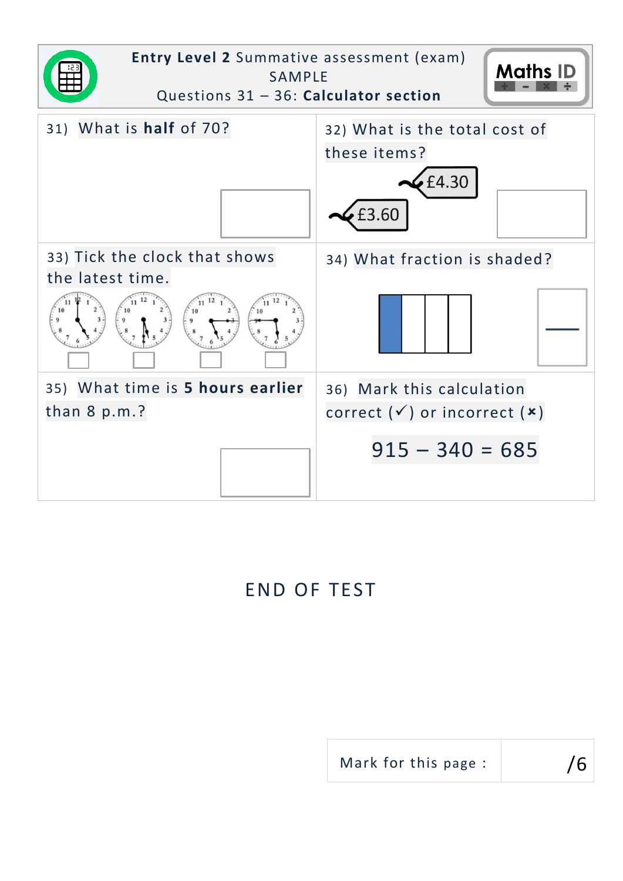**Entry Level 2** Summative assessment (exam)
SAMPLE
Questions 31 – 36: **Calculator section**

Maths ID

31) What is **half** of 70?

32) What is the total cost of these items?

£4.30

£3.60

33) Tick the clock that shows the latest time.

34) What fraction is shaded?

35) What time is **5 hours earlier** than 8 p.m.?

36) Mark this calculation correct (✓) or incorrect (×)

$$915 - 340 = 685$$

END OF TEST

| | |
|---|---|
| Mark for this page : | /6 |